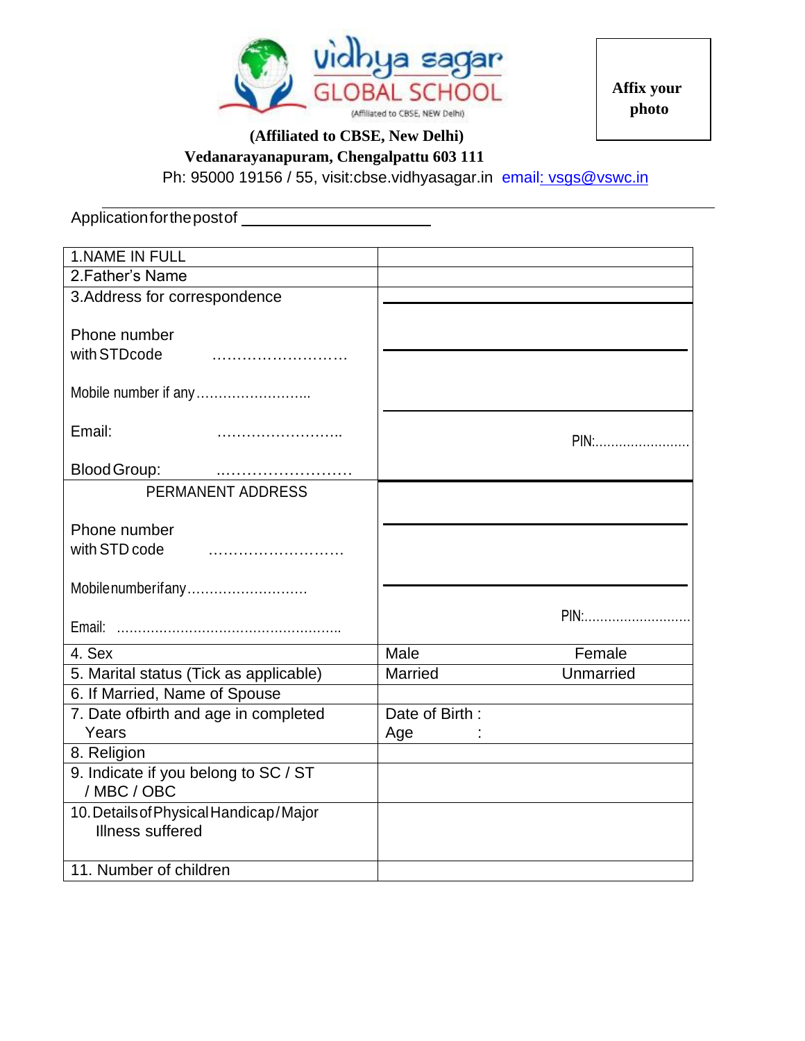# Vidhya sagar GLOBAL SCHOOL

(Affiliated to CBSE, NEW Delhi)

Affix your photo

**(Affiliated to CBSE, New Delhi)**

**Vedanarayanapuram, Chengalpattu 603 111**

Ph: 95000 19156 / 55, visit:cbse.vidhyasagar.in email: vsgs@vswc.in

Application for the post of ____________________

| | | |
|---|---|---|
| 1.NAME IN FULL | | |
| 2.Father's Name | | |
| 3.Address for correspondence<br><br>Phone number with STDcode ……………………<br><br>Mobile number if any……………………..<br><br>Email: ……………………..<br><br>Blood Group: ..…………………… | ______<br>______<br>______<br>PIN:…………………… | |
| PERMANENT ADDRESS<br><br>Phone number with STD code ………………………<br><br>Mobilenumberifany………………………<br><br>Email: ……………………………………………… | ______<br>______<br>PIN:……………………… | |
| 4. Sex | Male | Female |
| 5. Marital status (Tick as applicable) | Married | Unmarried |
| 6. If Married, Name of Spouse | | |
| 7. Date ofbirth and age in completed Years | Date of Birth :<br>Age : | |
| 8. Religion | | |
| 9. Indicate if you belong to SC / ST / MBC / OBC | | |
| 10. Details of Physical Handicap/Major Illness suffered | | |
| 11. Number of children | | |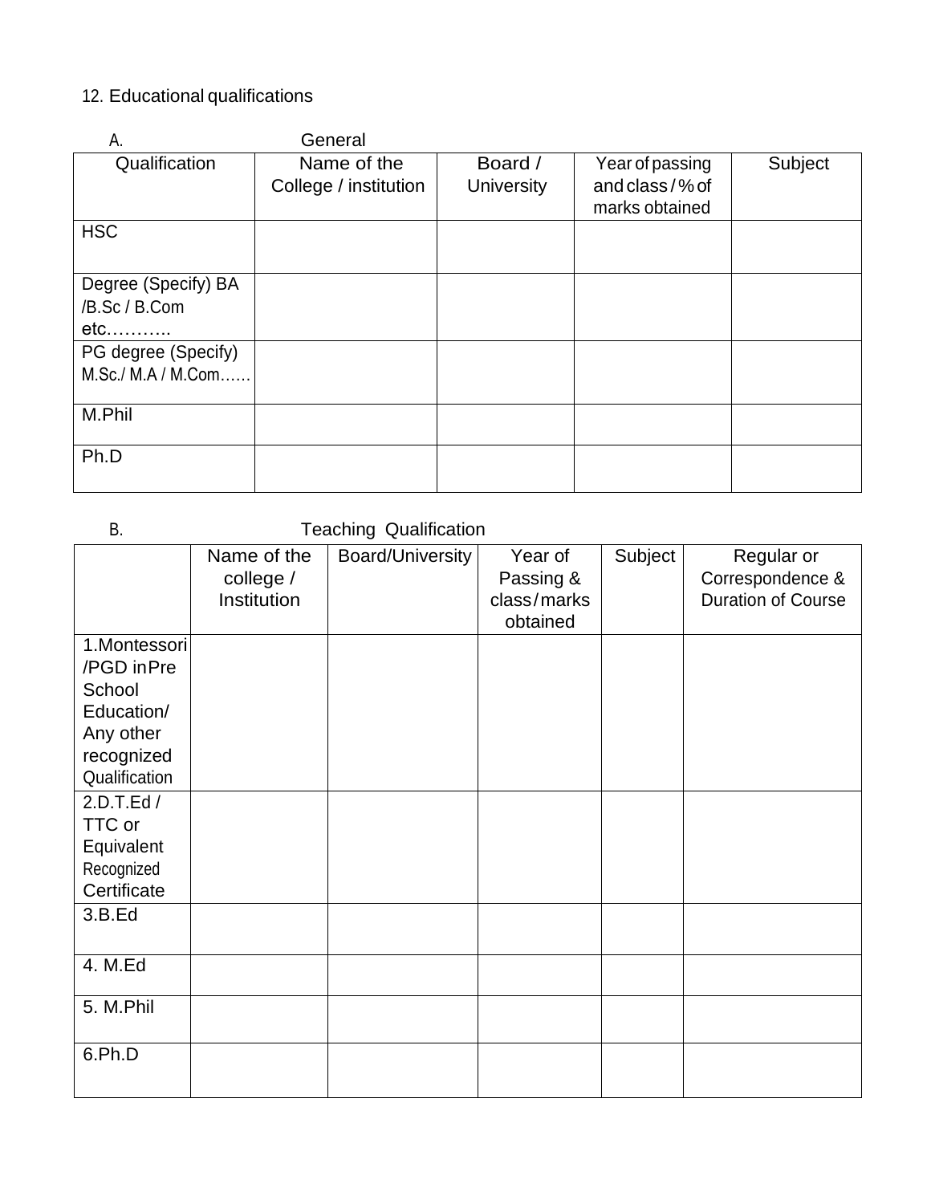12. Educational qualifications

A. General

| Qualification | Name of the College / institution | Board / University | Year of passing and class / % of marks obtained | Subject |
|---|---|---|---|---|
| HSC | | | | |
| Degree (Specify) BA /B.Sc / B.Com etc……….. | | | | |
| PG degree (Specify) M.Sc./ M.A / M.Com…… | | | | |
| M.Phil | | | | |
| Ph.D | | | | |

B. Teaching Qualification

| | Name of the college / Institution | Board/University | Year of Passing & class/marks obtained | Subject | Regular or Correspondence & Duration of Course |
|---|---|---|---|---|---|
| 1.Montessori /PGD in Pre School Education/ Any other recognized Qualification | | | | | |
| 2.D.T.Ed / TTC or Equivalent Recognized Certificate | | | | | |
| 3.B.Ed | | | | | |
| 4. M.Ed | | | | | |
| 5. M.Phil | | | | | |
| 6.Ph.D | | | | | |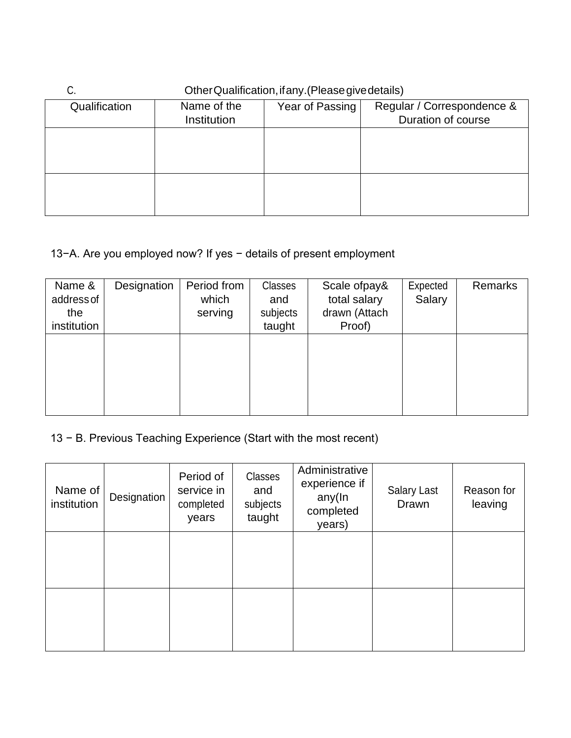C. Other Qualification, if any. (Please give details)

| Qualification | Name of the Institution | Year of Passing | Regular / Correspondence & Duration of course |
|---|---|---|---|
| | | | |
| | | | |

13−A. Are you employed now? If yes − details of present employment

| Name & address of the institution | Designation | Period from which serving | Classes and subjects taught | Scale of pay & total salary drawn (Attach Proof) | Expected Salary | Remarks |
|---|---|---|---|---|---|---|
| | | | | | | |

13 − B. Previous Teaching Experience (Start with the most recent)

| Name of institution | Designation | Period of service in completed years | Classes and subjects taught | Administrative experience if any(In completed years) | Salary Last Drawn | Reason for leaving |
|---|---|---|---|---|---|---|
| | | | | | | |
| | | | | | | |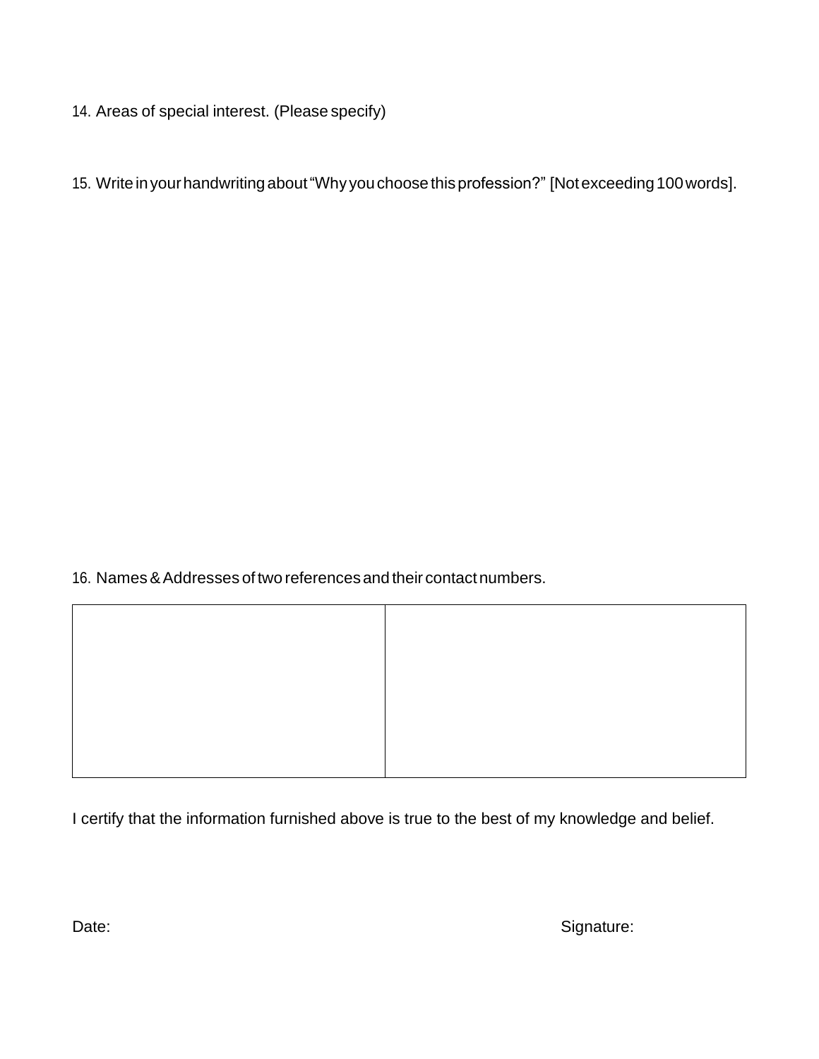14. Areas of special interest. (Please specify)

15. Write in your handwriting about "Why you choose this profession?" [Not exceeding 100 words].

16. Names & Addresses of two references and their contact numbers.

| | |
|---|---|
| | |

I certify that the information furnished above is true to the best of my knowledge and belief.

Date: Signature: